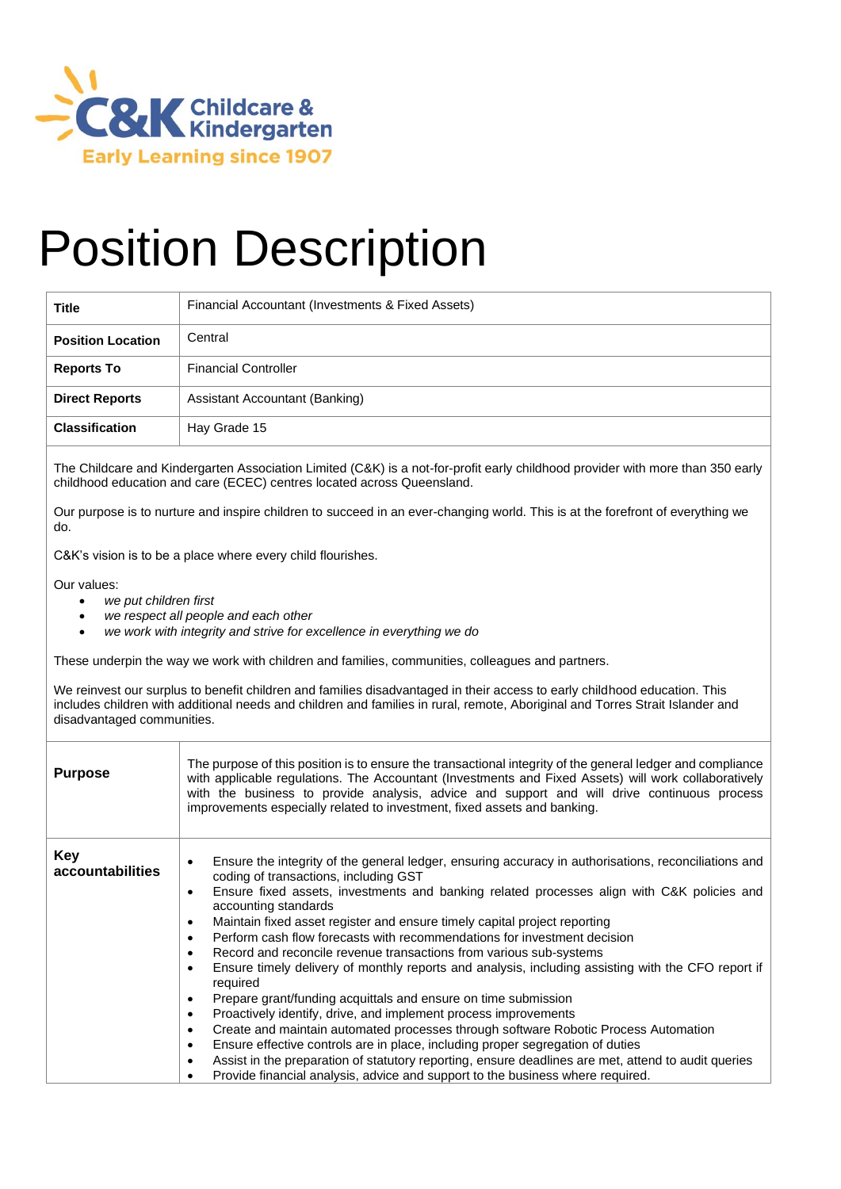C&K Childcare & Kindergarten
Early Learning since 1907

# Position Description

| | |
|---|---|
| **Title** | Financial Accountant (Investments & Fixed Assets) |
| **Position Location** | Central |
| **Reports To** | Financial Controller |
| **Direct Reports** | Assistant Accountant (Banking) |
| **Classification** | Hay Grade 15 |

The Childcare and Kindergarten Association Limited (C&K) is a not-for-profit early childhood provider with more than 350 early childhood education and care (ECEC) centres located across Queensland.

Our purpose is to nurture and inspire children to succeed in an ever-changing world. This is at the forefront of everything we do.

C&K's vision is to be a place where every child flourishes.

Our values:

- *we put children first*
- *we respect all people and each other*
- *we work with integrity and strive for excellence in everything we do*

These underpin the way we work with children and families, communities, colleagues and partners.

We reinvest our surplus to benefit children and families disadvantaged in their access to early childhood education. This includes children with additional needs and children and families in rural, remote, Aboriginal and Torres Strait Islander and disadvantaged communities.

| | |
|---|---|
| **Purpose** | The purpose of this position is to ensure the transactional integrity of the general ledger and compliance with applicable regulations. The Accountant (Investments and Fixed Assets) will work collaboratively with the business to provide analysis, advice and support and will drive continuous process improvements especially related to investment, fixed assets and banking. |
| **Key accountabilities** | • Ensure the integrity of the general ledger, ensuring accuracy in authorisations, reconciliations and coding of transactions, including GST<br>• Ensure fixed assets, investments and banking related processes align with C&K policies and accounting standards<br>• Maintain fixed asset register and ensure timely capital project reporting<br>• Perform cash flow forecasts with recommendations for investment decision<br>• Record and reconcile revenue transactions from various sub-systems<br>• Ensure timely delivery of monthly reports and analysis, including assisting with the CFO report if required<br>• Prepare grant/funding acquittals and ensure on time submission<br>• Proactively identify, drive, and implement process improvements<br>• Create and maintain automated processes through software Robotic Process Automation<br>• Ensure effective controls are in place, including proper segregation of duties<br>• Assist in the preparation of statutory reporting, ensure deadlines are met, attend to audit queries<br>• Provide financial analysis, advice and support to the business where required. |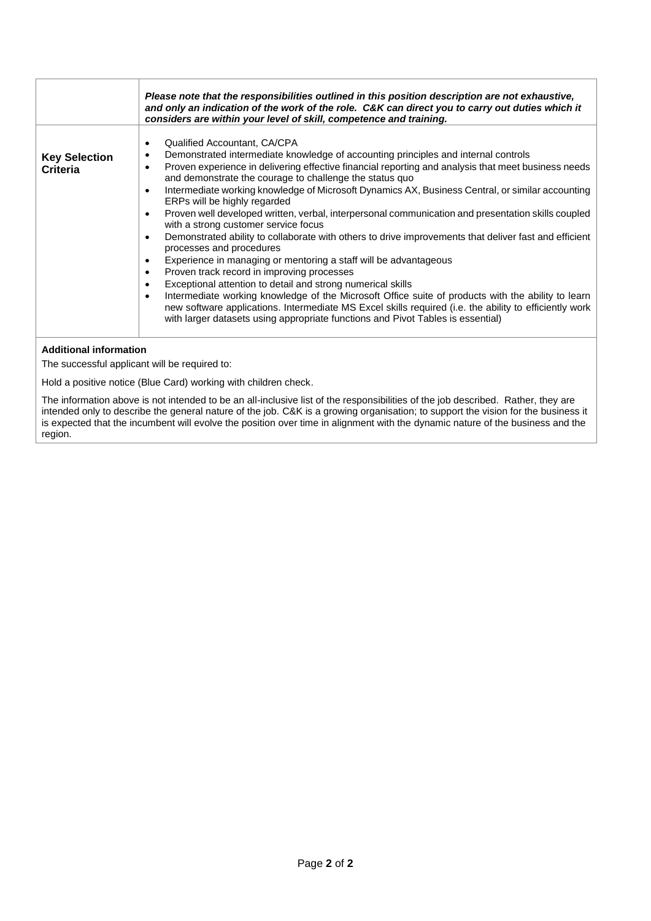| | |
|---|---|
| | ***Please note that the responsibilities outlined in this position description are not exhaustive, and only an indication of the work of the role. C&K can direct you to carry out duties which it considers are within your level of skill, competence and training.*** |
| **Key Selection Criteria** | • Qualified Accountant, CA/CPA<br>• Demonstrated intermediate knowledge of accounting principles and internal controls<br>• Proven experience in delivering effective financial reporting and analysis that meet business needs and demonstrate the courage to challenge the status quo<br>• Intermediate working knowledge of Microsoft Dynamics AX, Business Central, or similar accounting ERPs will be highly regarded<br>• Proven well developed written, verbal, interpersonal communication and presentation skills coupled with a strong customer service focus<br>• Demonstrated ability to collaborate with others to drive improvements that deliver fast and efficient processes and procedures<br>• Experience in managing or mentoring a staff will be advantageous<br>• Proven track record in improving processes<br>• Exceptional attention to detail and strong numerical skills<br>• Intermediate working knowledge of the Microsoft Office suite of products with the ability to learn new software applications. Intermediate MS Excel skills required (i.e. the ability to efficiently work with larger datasets using appropriate functions and Pivot Tables is essential) |

**Additional information**

The successful applicant will be required to:

Hold a positive notice (Blue Card) working with children check.

The information above is not intended to be an all-inclusive list of the responsibilities of the job described. Rather, they are intended only to describe the general nature of the job. C&K is a growing organisation; to support the vision for the business it is expected that the incumbent will evolve the position over time in alignment with the dynamic nature of the business and the region.